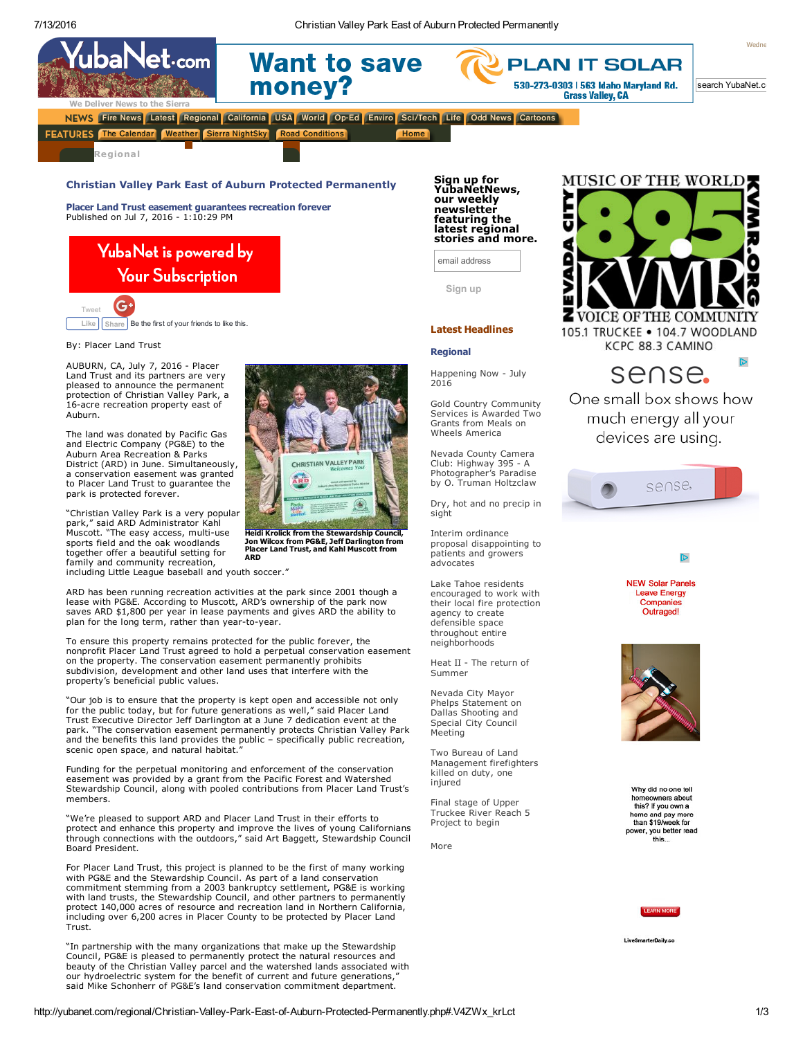# Christian Valley Park East of Auburn Protected Permanently

## Placer Land Trust easement guarantees recreation forever

Published on Jul 7, 2016 - 1:10:29 PM

By: Placer Land Trust

AUBURN, CA, July 7, 2016 - Placer Land Trust and its partners are very pleased to announce the permanent protection of Christian Valley Park, a 16-acre recreation property east of Auburn.

The land was donated by Pacific Gas and Electric Company (PG&E) to the Auburn Area Recreation & Parks District (ARD) in June. Simultaneously, a conservation easement was granted to Placer Land Trust to guarantee the park is protected forever.

Heidi Krolick from the Stewardship Council, Jon Wilcox from PG&E, Jeff Darlington from Placer Land Trust, and Kahl Muscott from ARD

"Christian Valley Park is a very popular park," said ARD Administrator Kahl Muscott. "The easy access, multi-use sports field and the oak woodlands together offer a beautiful setting for family and community recreation, including Little League baseball and youth soccer."

ARD has been running recreation activities at the park since 2001 though a lease with PG&E. According to Muscott, ARD's ownership of the park now saves ARD $1,800 per year in lease payments and gives ARD the ability to plan for the long term, rather than year-to-year.

To ensure this property remains protected for the public forever, the nonprofit Placer Land Trust agreed to hold a perpetual conservation easement on the property. The conservation easement permanently prohibits subdivision, development and other land uses that interfere with the property's beneficial public values.

"Our job is to ensure that the property is kept open and accessible not only for the public today, but for future generations as well," said Placer Land Trust Executive Director Jeff Darlington at a June 7 dedication event at the park. "The conservation easement permanently protects Christian Valley Park and the benefits this land provides the public – specifically public recreation, scenic open space, and natural habitat."

Funding for the perpetual monitoring and enforcement of the conservation easement was provided by a grant from the Pacific Forest and Watershed Stewardship Council, along with pooled contributions from Placer Land Trust's members.

"We're pleased to support ARD and Placer Land Trust in their efforts to protect and enhance this property and improve the lives of young Californians through connections with the outdoors," said Art Baggett, Stewardship Council Board President.

For Placer Land Trust, this project is planned to be the first of many working with PG&E and the Stewardship Council. As part of a land conservation commitment stemming from a 2003 bankruptcy settlement, PG&E is working with land trusts, the Stewardship Council, and other partners to permanently protect 140,000 acres of resource and recreation land in Northern California, including over 6,200 acres in Placer County to be protected by Placer Land Trust.

"In partnership with the many organizations that make up the Stewardship Council, PG&E is pleased to permanently protect the natural resources and beauty of the Christian Valley parcel and the watershed lands associated with our hydroelectric system for the benefit of current and future generations," said Mike Schonherr of PG&E's land conservation commitment department.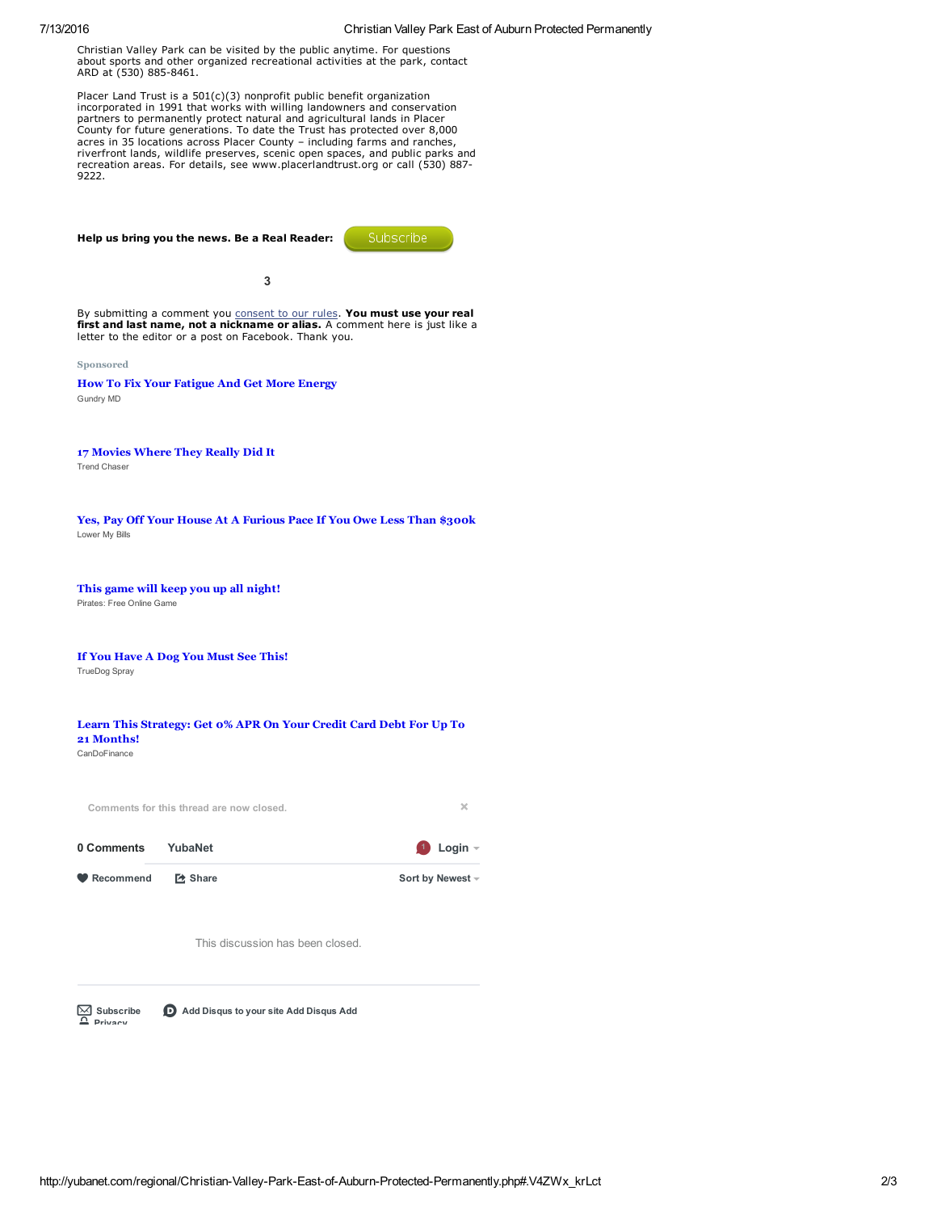Christian Valley Park can be visited by the public anytime. For questions about sports and other organized recreational activities at the park, contact ARD at (530) 885-8461.

Placer Land Trust is a 501(c)(3) nonprofit public benefit organization incorporated in 1991 that works with willing landowners and conservation partners to permanently protect natural and agricultural lands in Placer County for future generations. To date the Trust has protected over 8,000 acres in 35 locations across Placer County – including farms and ranches, riverfront lands, wildlife preserves, scenic open spaces, and public parks and recreation areas. For details, see www.placerlandtrust.org or call (530) 887-9222.

**Help us bring you the news. Be a Real Reader:** Subscribe

3

By submitting a comment you consent to our rules. **You must use your real first and last name, not a nickname or alias.** A comment here is just like a letter to the editor or a post on Facebook. Thank you.

Sponsored

**How To Fix Your Fatigue And Get More Energy**
Gundry MD

**17 Movies Where They Really Did It**
Trend Chaser

**Yes, Pay Off Your House At A Furious Pace If You Owe Less Than $300k**
Lower My Bills

**This game will keep you up all night!**
Pirates: Free Online Game

**If You Have A Dog You Must See This!**
TrueDog Spray

**Learn This Strategy: Get 0% APR On Your Credit Card Debt For Up To 21 Months!**
CanDoFinance

Comments for this thread are now closed. ×

0 Comments YubaNet 1 Login

Recommend Share Sort by Newest

This discussion has been closed.

Subscribe Add Disqus to your site Add Disqus Add Privacy